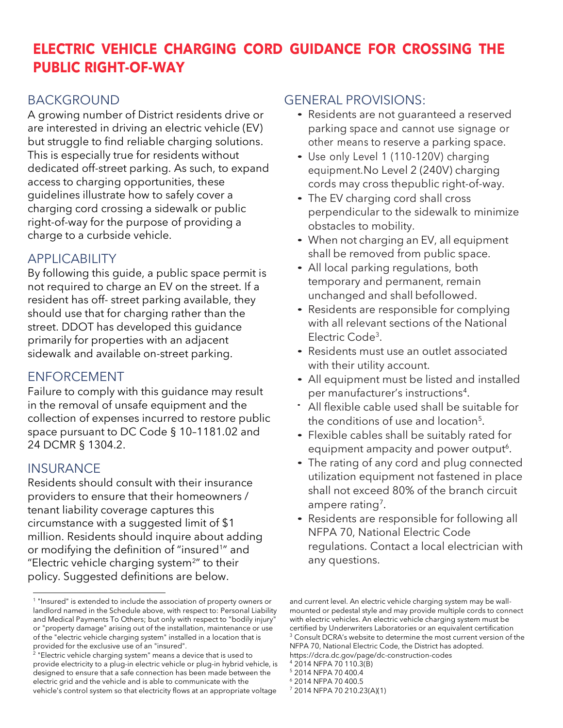# ELECTRIC VEHICLE CHARGING CORD GUIDANCE FOR CROSSING THE PUBLIC RIGHT-OF-WAY

## BACKGROUND

A growing number of District residents drive or are interested in driving an electric vehicle (EV) but struggle to find reliable charging solutions. This is especially true for residents without dedicated off-street parking. As such, to expand access to charging opportunities, these guidelines illustrate how to safely cover a charging cord crossing a sidewalk or public right-of-way for the purpose of providing a charge to a curbside vehicle.

## APPLICABILITY

By following this guide, a public space permit is not required to charge an EV on the street. If a resident has off- street parking available, they should use that for charging rather than the street. DDOT has developed this guidance primarily for properties with an adjacent sidewalk and available on-street parking.

## ENFORCEMENT

Failure to comply with this guidance may result in the removal of unsafe equipment and the collection of expenses incurred to restore public space pursuant to DC Code § 10–1181.02 and 24 DCMR § 1304.2.

## INSURANCE

Residents should consult with their insurance providers to ensure that their homeowners / tenant liability coverage captures this circumstance with a suggested limit of $1 million. Residents should inquire about adding or modifying the definition of "insured[1]" and "Electric vehicle charging system[2]" to their policy. Suggested definitions are below.

## GENERAL PROVISIONS:

- Residents are not guaranteed a reserved parking space and cannot use signage or other means to reserve a parking space.
- Use only Level 1 (110-120V) charging equipment.No Level 2 (240V) charging cords may cross thepublic right-of-way.
- The EV charging cord shall cross perpendicular to the sidewalk to minimize obstacles to mobility.
- When not charging an EV, all equipment shall be removed from public space.
- All local parking regulations, both temporary and permanent, remain unchanged and shall befollowed.
- Residents are responsible for complying with all relevant sections of the National Electric Code[3].
- Residents must use an outlet associated with their utility account.
- All equipment must be listed and installed per manufacturer's instructions[4].
- All flexible cable used shall be suitable for the conditions of use and location[5].
- Flexible cables shall be suitably rated for equipment ampacity and power output[6].
- The rating of any cord and plug connected utilization equipment not fastened in place shall not exceed 80% of the branch circuit ampere rating[7].
- Residents are responsible for following all NFPA 70, National Electric Code regulations. Contact a local electrician with any questions.

---

[1] "Insured" is extended to include the association of property owners or landlord named in the Schedule above, with respect to: Personal Liability and Medical Payments To Others; but only with respect to "bodily injury" or "property damage" arising out of the installation, maintenance or use of the "electric vehicle charging system" installed in a location that is provided for the exclusive use of an "insured".

[2] "Electric vehicle charging system" means a device that is used to provide electricity to a plug-in electric vehicle or plug-in hybrid vehicle, is designed to ensure that a safe connection has been made between the electric grid and the vehicle and is able to communicate with the vehicle's control system so that electricity flows at an appropriate voltage and current level. An electric vehicle charging system may be wall-mounted or pedestal style and may provide multiple cords to connect with electric vehicles. An electric vehicle charging system must be certified by Underwriters Laboratories or an equivalent certification

[3] Consult DCRA's website to determine the most current version of the NFPA 70, National Electric Code, the District has adopted. https://dcra.dc.gov/page/dc-construction-codes

[4] 2014 NFPA 70 110.3(B)

[5] 2014 NFPA 70 400.4

[6] 2014 NFPA 70 400.5

[7] 2014 NFPA 70 210.23(A)(1)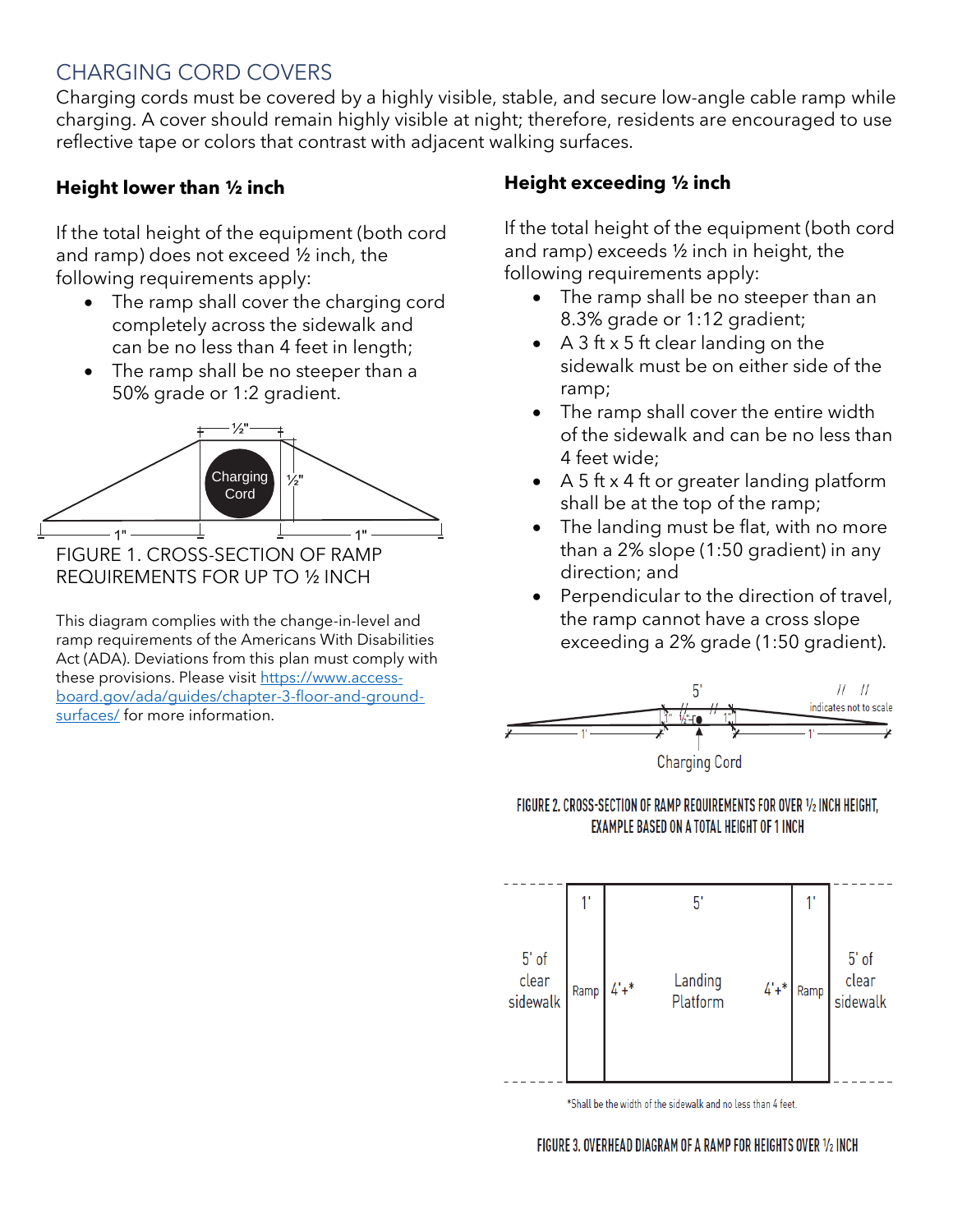## CHARGING CORD COVERS

Charging cords must be covered by a highly visible, stable, and secure low-angle cable ramp while charging. A cover should remain highly visible at night; therefore, residents are encouraged to use reflective tape or colors that contrast with adjacent walking surfaces.

### Height lower than ½ inch

If the total height of the equipment (both cord and ramp) does not exceed ½ inch, the following requirements apply:

- The ramp shall cover the charging cord completely across the sidewalk and can be no less than 4 feet in length;
- The ramp shall be no steeper than a 50% grade or 1:2 gradient.

½"

Charging Cord

½"

1"

1"

FIGURE 1. CROSS-SECTION OF RAMP REQUIREMENTS FOR UP TO ½ INCH

This diagram complies with the change-in-level and ramp requirements of the Americans With Disabilities Act (ADA). Deviations from this plan must comply with these provisions. Please visit https://www.access-board.gov/ada/guides/chapter-3-floor-and-ground-surfaces/ for more information.

### Height exceeding ½ inch

If the total height of the equipment (both cord and ramp) exceeds ½ inch in height, the following requirements apply:

- The ramp shall be no steeper than an 8.3% grade or 1:12 gradient;
- A 3 ft x 5 ft clear landing on the sidewalk must be on either side of the ramp;
- The ramp shall cover the entire width of the sidewalk and can be no less than 4 feet wide;
- A 5 ft x 4 ft or greater landing platform shall be at the top of the ramp;
- The landing must be flat, with no more than a 2% slope (1:50 gradient) in any direction; and
- Perpendicular to the direction of travel, the ramp cannot have a cross slope exceeding a 2% grade (1:50 gradient).

5'

// // indicates not to scale

1" ½" 1"

1'

1'

Charging Cord

FIGURE 2. CROSS-SECTION OF RAMP REQUIREMENTS FOR OVER ½ INCH HEIGHT, EXAMPLE BASED ON A TOTAL HEIGHT OF 1 INCH

5' of clear sidewalk

1' Ramp

4'+*

5' Landing Platform

4'+*

1' Ramp

5' of clear sidewalk

*Shall be the width of the sidewalk and no less than 4 feet.

FIGURE 3. OVERHEAD DIAGRAM OF A RAMP FOR HEIGHTS OVER ½ INCH